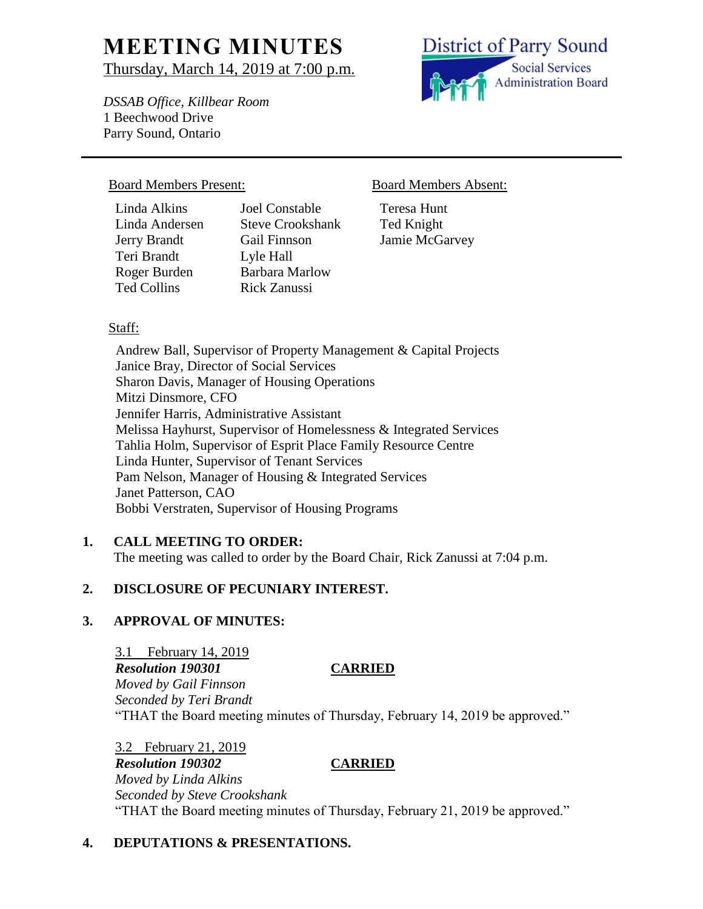# MEETING MINUTES

Thursday, March 14, 2019 at 7:00 p.m.

*DSSAB Office, Killbear Room*
1 Beechwood Drive
Parry Sound, Ontario

District of Parry Sound
Social Services
Administration Board

---

**Board Members Present:**

Linda Alkins
Linda Andersen
Jerry Brandt
Teri Brandt
Roger Burden
Ted Collins
Joel Constable
Steve Crookshank
Gail Finnson
Lyle Hall
Barbara Marlow
Rick Zanussi

**Board Members Absent:**

Teresa Hunt
Ted Knight
Jamie McGarvey

**Staff:**

Andrew Ball, Supervisor of Property Management & Capital Projects
Janice Bray, Director of Social Services
Sharon Davis, Manager of Housing Operations
Mitzi Dinsmore, CFO
Jennifer Harris, Administrative Assistant
Melissa Hayhurst, Supervisor of Homelessness & Integrated Services
Tahlia Holm, Supervisor of Esprit Place Family Resource Centre
Linda Hunter, Supervisor of Tenant Services
Pam Nelson, Manager of Housing & Integrated Services
Janet Patterson, CAO
Bobbi Verstraten, Supervisor of Housing Programs

## 1. CALL MEETING TO ORDER:

The meeting was called to order by the Board Chair, Rick Zanussi at 7:04 p.m.

## 2. DISCLOSURE OF PECUNIARY INTEREST.

## 3. APPROVAL OF MINUTES:

3.1 February 14, 2019

***Resolution 190301*** **CARRIED**

*Moved by Gail Finnson*
*Seconded by Teri Brandt*

"THAT the Board meeting minutes of Thursday, February 14, 2019 be approved."

3.2 February 21, 2019

***Resolution 190302*** **CARRIED**

*Moved by Linda Alkins*
*Seconded by Steve Crookshank*

"THAT the Board meeting minutes of Thursday, February 21, 2019 be approved."

## 4. DEPUTATIONS & PRESENTATIONS.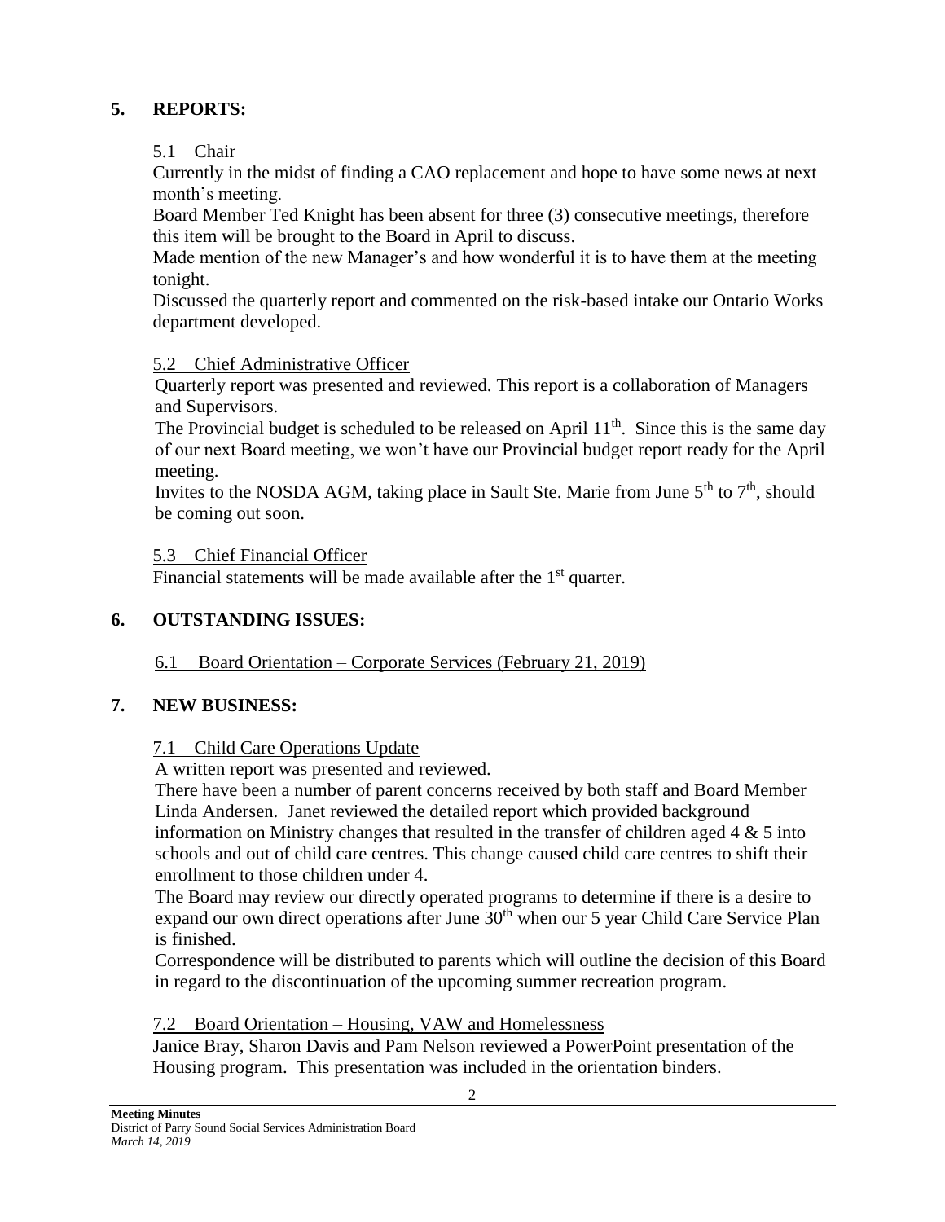## 5. REPORTS:

### 5.1 Chair

Currently in the midst of finding a CAO replacement and hope to have some news at next month's meeting.

Board Member Ted Knight has been absent for three (3) consecutive meetings, therefore this item will be brought to the Board in April to discuss.

Made mention of the new Manager's and how wonderful it is to have them at the meeting tonight.

Discussed the quarterly report and commented on the risk-based intake our Ontario Works department developed.

### 5.2 Chief Administrative Officer

Quarterly report was presented and reviewed. This report is a collaboration of Managers and Supervisors.

The Provincial budget is scheduled to be released on April 11th. Since this is the same day of our next Board meeting, we won't have our Provincial budget report ready for the April meeting.

Invites to the NOSDA AGM, taking place in Sault Ste. Marie from June 5th to 7th, should be coming out soon.

### 5.3 Chief Financial Officer

Financial statements will be made available after the 1st quarter.

## 6. OUTSTANDING ISSUES:

### 6.1 Board Orientation – Corporate Services (February 21, 2019)

## 7. NEW BUSINESS:

### 7.1 Child Care Operations Update

A written report was presented and reviewed.

There have been a number of parent concerns received by both staff and Board Member Linda Andersen. Janet reviewed the detailed report which provided background information on Ministry changes that resulted in the transfer of children aged 4 & 5 into schools and out of child care centres. This change caused child care centres to shift their enrollment to those children under 4.

The Board may review our directly operated programs to determine if there is a desire to expand our own direct operations after June 30th when our 5 year Child Care Service Plan is finished.

Correspondence will be distributed to parents which will outline the decision of this Board in regard to the discontinuation of the upcoming summer recreation program.

### 7.2 Board Orientation – Housing, VAW and Homelessness

Janice Bray, Sharon Davis and Pam Nelson reviewed a PowerPoint presentation of the Housing program. This presentation was included in the orientation binders.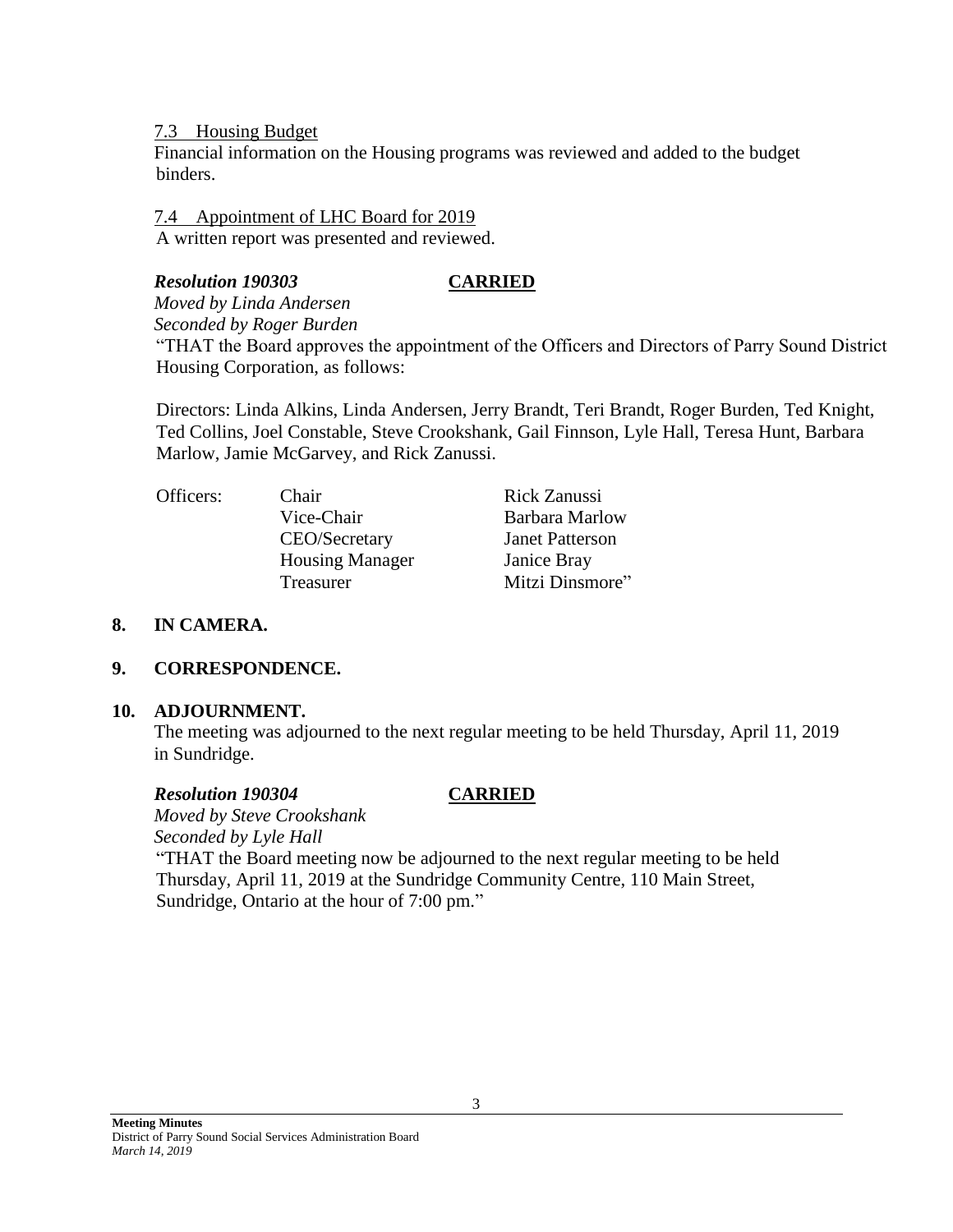7.3 Housing Budget

Financial information on the Housing programs was reviewed and added to the budget binders.

7.4 Appointment of LHC Board for 2019

A written report was presented and reviewed.

***Resolution 190303*** **CARRIED**

*Moved by Linda Andersen*
*Seconded by Roger Burden*

"THAT the Board approves the appointment of the Officers and Directors of Parry Sound District Housing Corporation, as follows:

Directors: Linda Alkins, Linda Andersen, Jerry Brandt, Teri Brandt, Roger Burden, Ted Knight, Ted Collins, Joel Constable, Steve Crookshank, Gail Finnson, Lyle Hall, Teresa Hunt, Barbara Marlow, Jamie McGarvey, and Rick Zanussi.

| | | |
|---|---|---|
| Officers: | Chair | Rick Zanussi |
| | Vice-Chair | Barbara Marlow |
| | CEO/Secretary | Janet Patterson |
| | Housing Manager | Janice Bray |
| | Treasurer | Mitzi Dinsmore" |

## 8. IN CAMERA.

## 9. CORRESPONDENCE.

## 10. ADJOURNMENT.

The meeting was adjourned to the next regular meeting to be held Thursday, April 11, 2019 in Sundridge.

***Resolution 190304*** **CARRIED**

*Moved by Steve Crookshank*
*Seconded by Lyle Hall*

"THAT the Board meeting now be adjourned to the next regular meeting to be held Thursday, April 11, 2019 at the Sundridge Community Centre, 110 Main Street, Sundridge, Ontario at the hour of 7:00 pm."